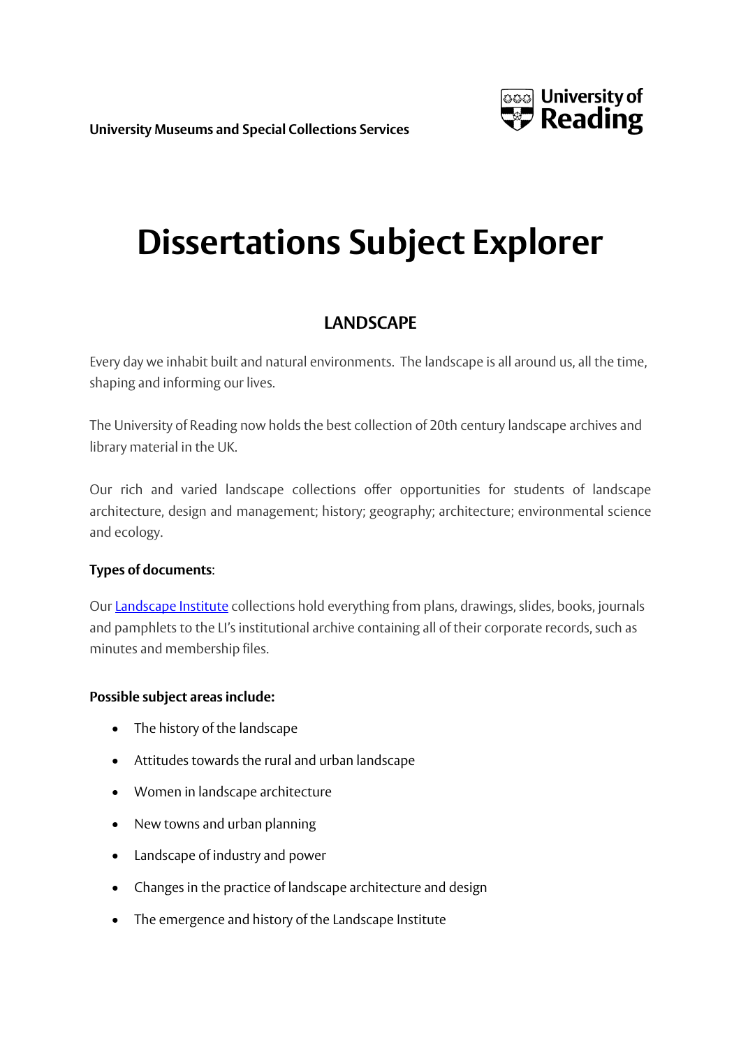University Museums and Special Collections Services

University of Reading

# Dissertations Subject Explorer

## LANDSCAPE

Every day we inhabit built and natural environments. The landscape is all around us, all the time, shaping and informing our lives.

The University of Reading now holds the best collection of 20th century landscape archives and library material in the UK.

Our rich and varied landscape collections offer opportunities for students of landscape architecture, design and management; history; geography; architecture; environmental science and ecology.

**Types of documents**:

Our [Landscape Institute]() collections hold everything from plans, drawings, slides, books, journals and pamphlets to the LI's institutional archive containing all of their corporate records, such as minutes and membership files.

**Possible subject areas include:**

- The history of the landscape
- Attitudes towards the rural and urban landscape
- Women in landscape architecture
- New towns and urban planning
- Landscape of industry and power
- Changes in the practice of landscape architecture and design
- The emergence and history of the Landscape Institute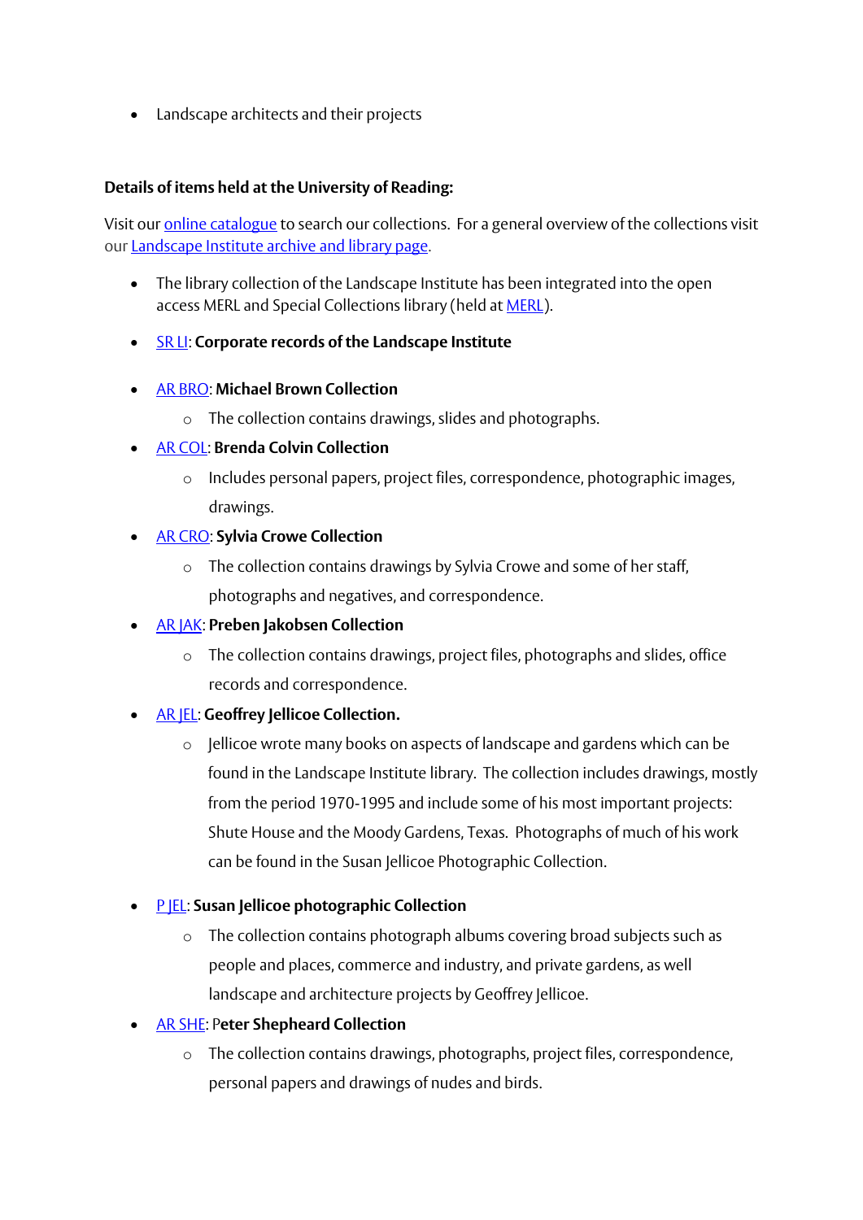- Landscape architects and their projects

**Details of items held at the University of Reading:**

Visit our online catalogue to search our collections. For a general overview of the collections visit our Landscape Institute archive and library page.

- The library collection of the Landscape Institute has been integrated into the open access MERL and Special Collections library (held at MERL).
- SR LI: **Corporate records of the Landscape Institute**
- AR BRO: **Michael Brown Collection**
  - The collection contains drawings, slides and photographs.
- AR COL: **Brenda Colvin Collection**
  - Includes personal papers, project files, correspondence, photographic images, drawings.
- AR CRO: **Sylvia Crowe Collection**
  - The collection contains drawings by Sylvia Crowe and some of her staff, photographs and negatives, and correspondence.
- AR JAK: **Preben Jakobsen Collection**
  - The collection contains drawings, project files, photographs and slides, office records and correspondence.
- AR JEL: **Geoffrey Jellicoe Collection.**
  - Jellicoe wrote many books on aspects of landscape and gardens which can be found in the Landscape Institute library. The collection includes drawings, mostly from the period 1970-1995 and include some of his most important projects: Shute House and the Moody Gardens, Texas. Photographs of much of his work can be found in the Susan Jellicoe Photographic Collection.
- P JEL: **Susan Jellicoe photographic Collection**
  - The collection contains photograph albums covering broad subjects such as people and places, commerce and industry, and private gardens, as well landscape and architecture projects by Geoffrey Jellicoe.
- AR SHE: P**eter Shepheard Collection**
  - The collection contains drawings, photographs, project files, correspondence, personal papers and drawings of nudes and birds.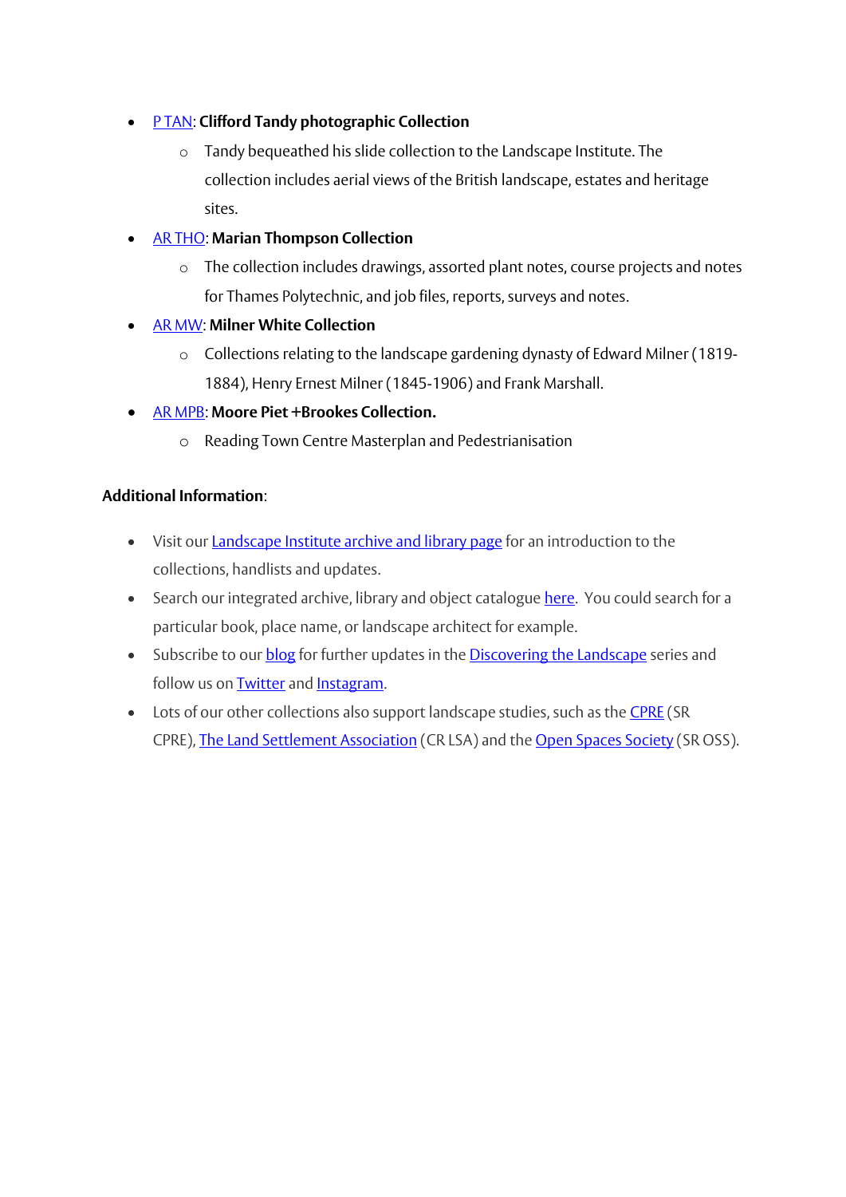- P TAN: **Clifford Tandy photographic Collection**
    - Tandy bequeathed his slide collection to the Landscape Institute. The collection includes aerial views of the British landscape, estates and heritage sites.
- AR THO: **Marian Thompson Collection**
    - The collection includes drawings, assorted plant notes, course projects and notes for Thames Polytechnic, and job files, reports, surveys and notes.
- AR MW: **Milner White Collection**
    - Collections relating to the landscape gardening dynasty of Edward Milner (1819-1884), Henry Ernest Milner (1845-1906) and Frank Marshall.
- AR MPB: **Moore Piet +Brookes Collection.**
    - Reading Town Centre Masterplan and Pedestrianisation

**Additional Information**:

- Visit our Landscape Institute archive and library page for an introduction to the collections, handlists and updates.
- Search our integrated archive, library and object catalogue here. You could search for a particular book, place name, or landscape architect for example.
- Subscribe to our blog for further updates in the Discovering the Landscape series and follow us on Twitter and Instagram.
- Lots of our other collections also support landscape studies, such as the CPRE (SR CPRE), The Land Settlement Association (CR LSA) and the Open Spaces Society (SR OSS).